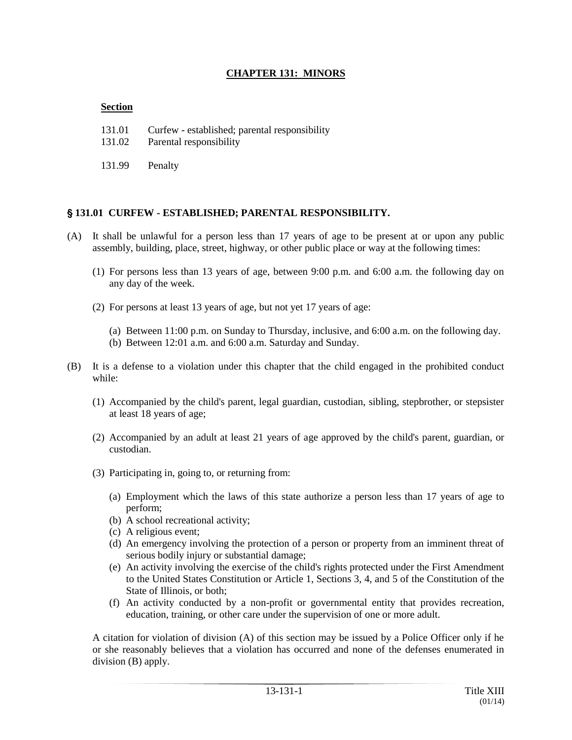# CHAPTER 131: MINORS

**Section**

131.01 Curfew - established; parental responsibility
131.02 Parental responsibility

131.99 Penalty

## § 131.01 CURFEW - ESTABLISHED; PARENTAL RESPONSIBILITY.

(A) It shall be unlawful for a person less than 17 years of age to be present at or upon any public assembly, building, place, street, highway, or other public place or way at the following times:

(1) For persons less than 13 years of age, between 9:00 p.m. and 6:00 a.m. the following day on any day of the week.

(2) For persons at least 13 years of age, but not yet 17 years of age:

(a) Between 11:00 p.m. on Sunday to Thursday, inclusive, and 6:00 a.m. on the following day.
(b) Between 12:01 a.m. and 6:00 a.m. Saturday and Sunday.

(B) It is a defense to a violation under this chapter that the child engaged in the prohibited conduct while:

(1) Accompanied by the child's parent, legal guardian, custodian, sibling, stepbrother, or stepsister at least 18 years of age;

(2) Accompanied by an adult at least 21 years of age approved by the child's parent, guardian, or custodian.

(3) Participating in, going to, or returning from:

(a) Employment which the laws of this state authorize a person less than 17 years of age to perform;
(b) A school recreational activity;
(c) A religious event;
(d) An emergency involving the protection of a person or property from an imminent threat of serious bodily injury or substantial damage;
(e) An activity involving the exercise of the child's rights protected under the First Amendment to the United States Constitution or Article 1, Sections 3, 4, and 5 of the Constitution of the State of Illinois, or both;
(f) An activity conducted by a non-profit or governmental entity that provides recreation, education, training, or other care under the supervision of one or more adult.

A citation for violation of division (A) of this section may be issued by a Police Officer only if he or she reasonably believes that a violation has occurred and none of the defenses enumerated in division (B) apply.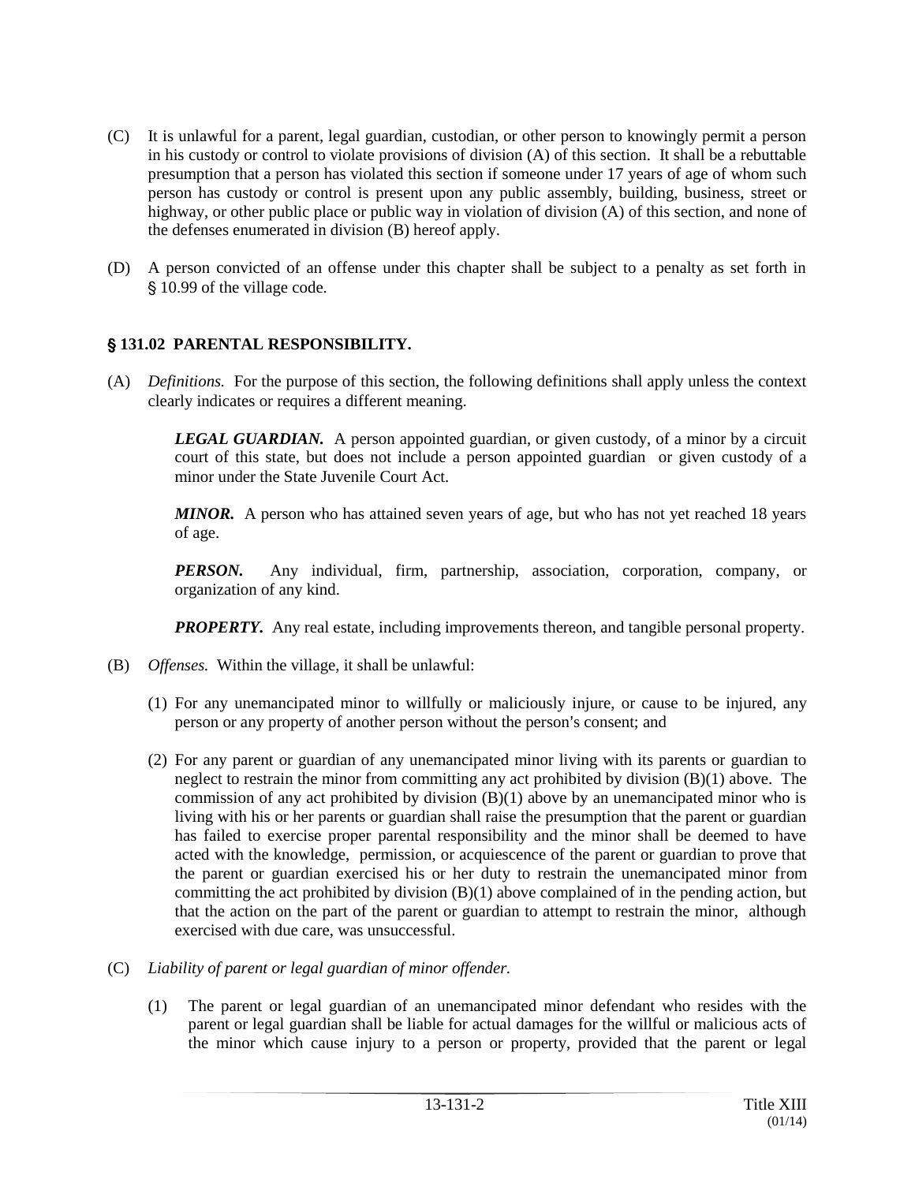(C) It is unlawful for a parent, legal guardian, custodian, or other person to knowingly permit a person in his custody or control to violate provisions of division (A) of this section. It shall be a rebuttable presumption that a person has violated this section if someone under 17 years of age of whom such person has custody or control is present upon any public assembly, building, business, street or highway, or other public place or public way in violation of division (A) of this section, and none of the defenses enumerated in division (B) hereof apply.

(D) A person convicted of an offense under this chapter shall be subject to a penalty as set forth in § 10.99 of the village code.

## § 131.02 PARENTAL RESPONSIBILITY.

(A) *Definitions.* For the purpose of this section, the following definitions shall apply unless the context clearly indicates or requires a different meaning.

> ***LEGAL GUARDIAN.*** A person appointed guardian, or given custody, of a minor by a circuit court of this state, but does not include a person appointed guardian or given custody of a minor under the State Juvenile Court Act.
>
> ***MINOR.*** A person who has attained seven years of age, but who has not yet reached 18 years of age.
>
> ***PERSON.*** Any individual, firm, partnership, association, corporation, company, or organization of any kind.
>
> ***PROPERTY.*** Any real estate, including improvements thereon, and tangible personal property.

(B) *Offenses.* Within the village, it shall be unlawful:

(1) For any unemancipated minor to willfully or maliciously injure, or cause to be injured, any person or any property of another person without the person's consent; and

(2) For any parent or guardian of any unemancipated minor living with its parents or guardian to neglect to restrain the minor from committing any act prohibited by division (B)(1) above. The commission of any act prohibited by division (B)(1) above by an unemancipated minor who is living with his or her parents or guardian shall raise the presumption that the parent or guardian has failed to exercise proper parental responsibility and the minor shall be deemed to have acted with the knowledge, permission, or acquiescence of the parent or guardian to prove that the parent or guardian exercised his or her duty to restrain the unemancipated minor from committing the act prohibited by division (B)(1) above complained of in the pending action, but that the action on the part of the parent or guardian to attempt to restrain the minor, although exercised with due care, was unsuccessful.

(C) *Liability of parent or legal guardian of minor offender.*

(1) The parent or legal guardian of an unemancipated minor defendant who resides with the parent or legal guardian shall be liable for actual damages for the willful or malicious acts of the minor which cause injury to a person or property, provided that the parent or legal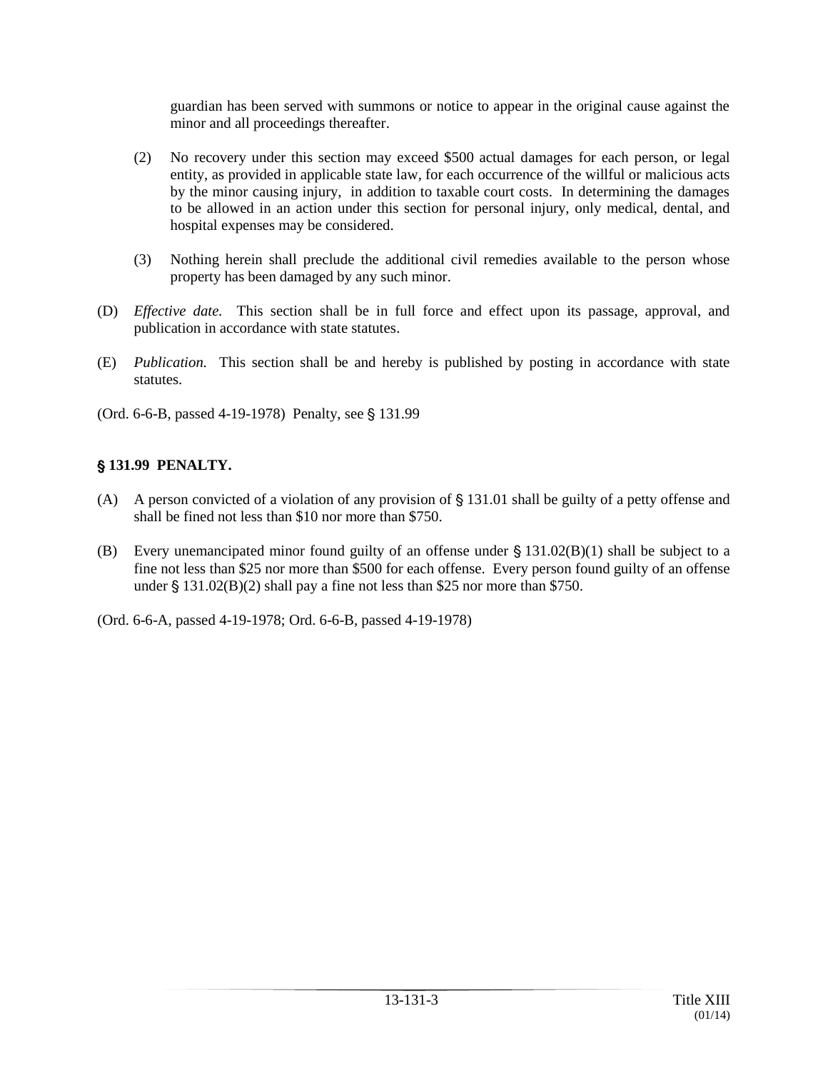guardian has been served with summons or notice to appear in the original cause against the minor and all proceedings thereafter.

(2) No recovery under this section may exceed $500 actual damages for each person, or legal entity, as provided in applicable state law, for each occurrence of the willful or malicious acts by the minor causing injury, in addition to taxable court costs. In determining the damages to be allowed in an action under this section for personal injury, only medical, dental, and hospital expenses may be considered.

(3) Nothing herein shall preclude the additional civil remedies available to the person whose property has been damaged by any such minor.

(D) *Effective date.* This section shall be in full force and effect upon its passage, approval, and publication in accordance with state statutes.

(E) *Publication.* This section shall be and hereby is published by posting in accordance with state statutes.

(Ord. 6-6-B, passed 4-19-1978) Penalty, see § 131.99

### § 131.99 PENALTY.

(A) A person convicted of a violation of any provision of § 131.01 shall be guilty of a petty offense and shall be fined not less than $10 nor more than $750.

(B) Every unemancipated minor found guilty of an offense under § 131.02(B)(1) shall be subject to a fine not less than $25 nor more than $500 for each offense. Every person found guilty of an offense under § 131.02(B)(2) shall pay a fine not less than $25 nor more than $750.

(Ord. 6-6-A, passed 4-19-1978; Ord. 6-6-B, passed 4-19-1978)